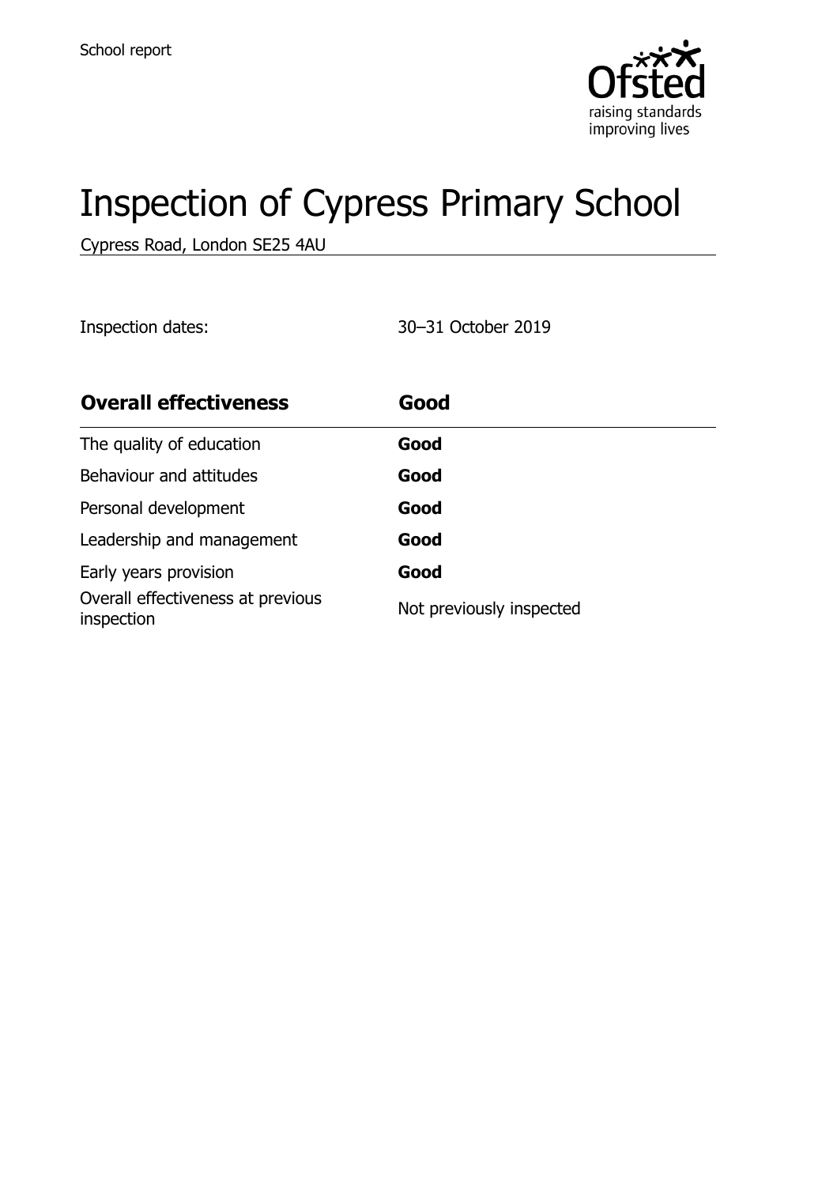School report

# Inspection of Cypress Primary School

Cypress Road, London SE25 4AU

Inspection dates: 30–31 October 2019

| **Overall effectiveness** | **Good** |
| --- | --- |
| The quality of education | **Good** |
| Behaviour and attitudes | **Good** |
| Personal development | **Good** |
| Leadership and management | **Good** |
| Early years provision | **Good** |
| Overall effectiveness at previous inspection | Not previously inspected |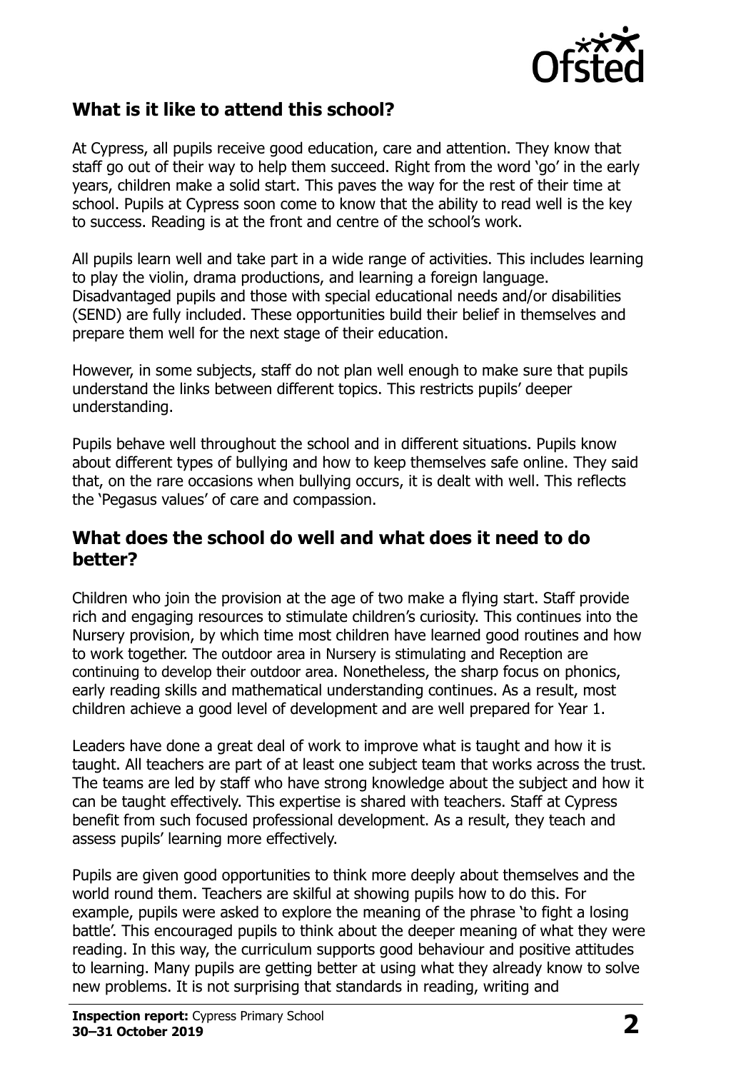## What is it like to attend this school?

At Cypress, all pupils receive good education, care and attention. They know that staff go out of their way to help them succeed. Right from the word 'go' in the early years, children make a solid start. This paves the way for the rest of their time at school. Pupils at Cypress soon come to know that the ability to read well is the key to success. Reading is at the front and centre of the school's work.

All pupils learn well and take part in a wide range of activities. This includes learning to play the violin, drama productions, and learning a foreign language. Disadvantaged pupils and those with special educational needs and/or disabilities (SEND) are fully included. These opportunities build their belief in themselves and prepare them well for the next stage of their education.

However, in some subjects, staff do not plan well enough to make sure that pupils understand the links between different topics. This restricts pupils' deeper understanding.

Pupils behave well throughout the school and in different situations. Pupils know about different types of bullying and how to keep themselves safe online. They said that, on the rare occasions when bullying occurs, it is dealt with well. This reflects the 'Pegasus values' of care and compassion.

## What does the school do well and what does it need to do better?

Children who join the provision at the age of two make a flying start. Staff provide rich and engaging resources to stimulate children's curiosity. This continues into the Nursery provision, by which time most children have learned good routines and how to work together. The outdoor area in Nursery is stimulating and Reception are continuing to develop their outdoor area. Nonetheless, the sharp focus on phonics, early reading skills and mathematical understanding continues. As a result, most children achieve a good level of development and are well prepared for Year 1.

Leaders have done a great deal of work to improve what is taught and how it is taught. All teachers are part of at least one subject team that works across the trust. The teams are led by staff who have strong knowledge about the subject and how it can be taught effectively. This expertise is shared with teachers. Staff at Cypress benefit from such focused professional development. As a result, they teach and assess pupils' learning more effectively.

Pupils are given good opportunities to think more deeply about themselves and the world round them. Teachers are skilful at showing pupils how to do this. For example, pupils were asked to explore the meaning of the phrase 'to fight a losing battle'. This encouraged pupils to think about the deeper meaning of what they were reading. In this way, the curriculum supports good behaviour and positive attitudes to learning. Many pupils are getting better at using what they already know to solve new problems. It is not surprising that standards in reading, writing and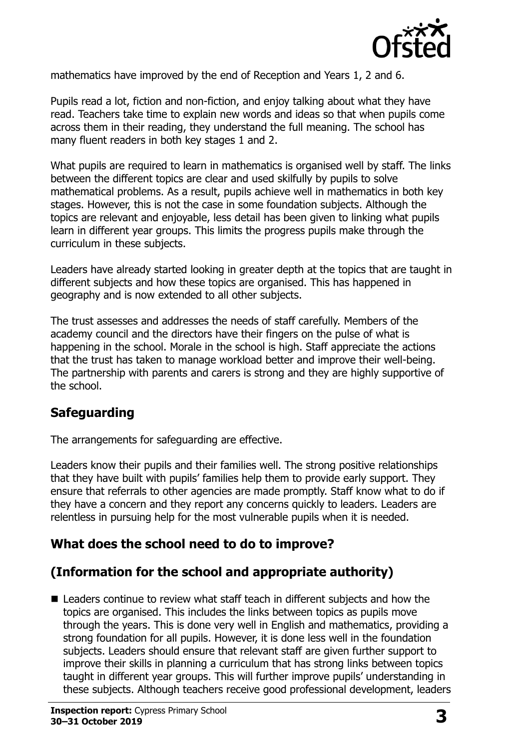mathematics have improved by the end of Reception and Years 1, 2 and 6.

Pupils read a lot, fiction and non-fiction, and enjoy talking about what they have read. Teachers take time to explain new words and ideas so that when pupils come across them in their reading, they understand the full meaning. The school has many fluent readers in both key stages 1 and 2.

What pupils are required to learn in mathematics is organised well by staff. The links between the different topics are clear and used skilfully by pupils to solve mathematical problems. As a result, pupils achieve well in mathematics in both key stages. However, this is not the case in some foundation subjects. Although the topics are relevant and enjoyable, less detail has been given to linking what pupils learn in different year groups. This limits the progress pupils make through the curriculum in these subjects.

Leaders have already started looking in greater depth at the topics that are taught in different subjects and how these topics are organised. This has happened in geography and is now extended to all other subjects.

The trust assesses and addresses the needs of staff carefully. Members of the academy council and the directors have their fingers on the pulse of what is happening in the school. Morale in the school is high. Staff appreciate the actions that the trust has taken to manage workload better and improve their well-being. The partnership with parents and carers is strong and they are highly supportive of the school.

## Safeguarding

The arrangements for safeguarding are effective.

Leaders know their pupils and their families well. The strong positive relationships that they have built with pupils' families help them to provide early support. They ensure that referrals to other agencies are made promptly. Staff know what to do if they have a concern and they report any concerns quickly to leaders. Leaders are relentless in pursuing help for the most vulnerable pupils when it is needed.

## What does the school need to do to improve?

## (Information for the school and appropriate authority)

- Leaders continue to review what staff teach in different subjects and how the topics are organised. This includes the links between topics as pupils move through the years. This is done very well in English and mathematics, providing a strong foundation for all pupils. However, it is done less well in the foundation subjects. Leaders should ensure that relevant staff are given further support to improve their skills in planning a curriculum that has strong links between topics taught in different year groups. This will further improve pupils' understanding in these subjects. Although teachers receive good professional development, leaders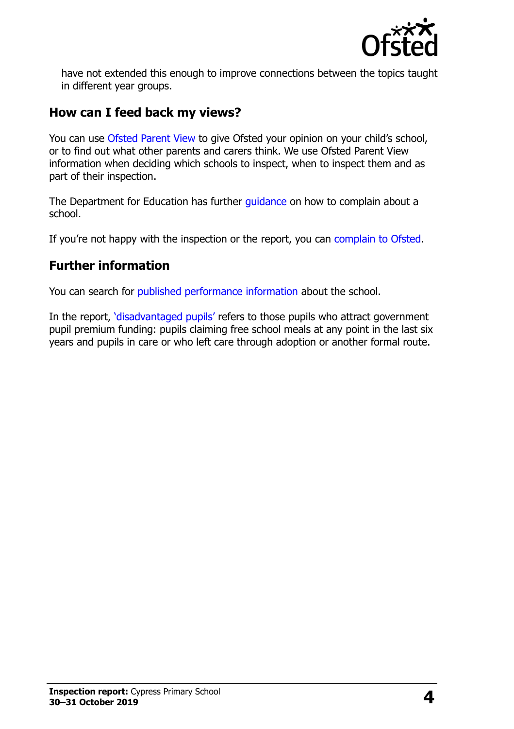have not extended this enough to improve connections between the topics taught in different year groups.

## How can I feed back my views?

You can use Ofsted Parent View to give Ofsted your opinion on your child's school, or to find out what other parents and carers think. We use Ofsted Parent View information when deciding which schools to inspect, when to inspect them and as part of their inspection.

The Department for Education has further guidance on how to complain about a school.

If you're not happy with the inspection or the report, you can complain to Ofsted.

## Further information

You can search for published performance information about the school.

In the report, 'disadvantaged pupils' refers to those pupils who attract government pupil premium funding: pupils claiming free school meals at any point in the last six years and pupils in care or who left care through adoption or another formal route.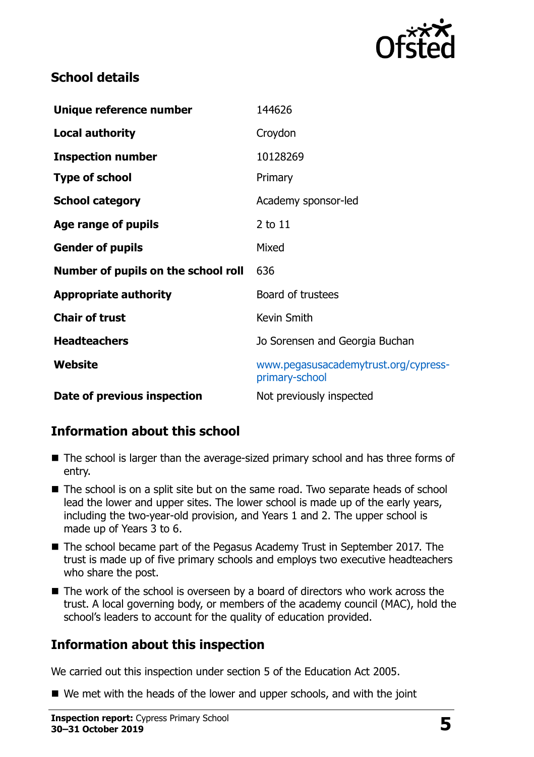## School details

| | |
|---|---|
| **Unique reference number** | 144626 |
| **Local authority** | Croydon |
| **Inspection number** | 10128269 |
| **Type of school** | Primary |
| **School category** | Academy sponsor-led |
| **Age range of pupils** | 2 to 11 |
| **Gender of pupils** | Mixed |
| **Number of pupils on the school roll** | 636 |
| **Appropriate authority** | Board of trustees |
| **Chair of trust** | Kevin Smith |
| **Headteachers** | Jo Sorensen and Georgia Buchan |
| **Website** | www.pegasusacademytrust.org/cypress-primary-school |
| **Date of previous inspection** | Not previously inspected |

## Information about this school

- The school is larger than the average-sized primary school and has three forms of entry.
- The school is on a split site but on the same road. Two separate heads of school lead the lower and upper sites. The lower school is made up of the early years, including the two-year-old provision, and Years 1 and 2. The upper school is made up of Years 3 to 6.
- The school became part of the Pegasus Academy Trust in September 2017. The trust is made up of five primary schools and employs two executive headteachers who share the post.
- The work of the school is overseen by a board of directors who work across the trust. A local governing body, or members of the academy council (MAC), hold the school's leaders to account for the quality of education provided.

## Information about this inspection

We carried out this inspection under section 5 of the Education Act 2005.

- We met with the heads of the lower and upper schools, and with the joint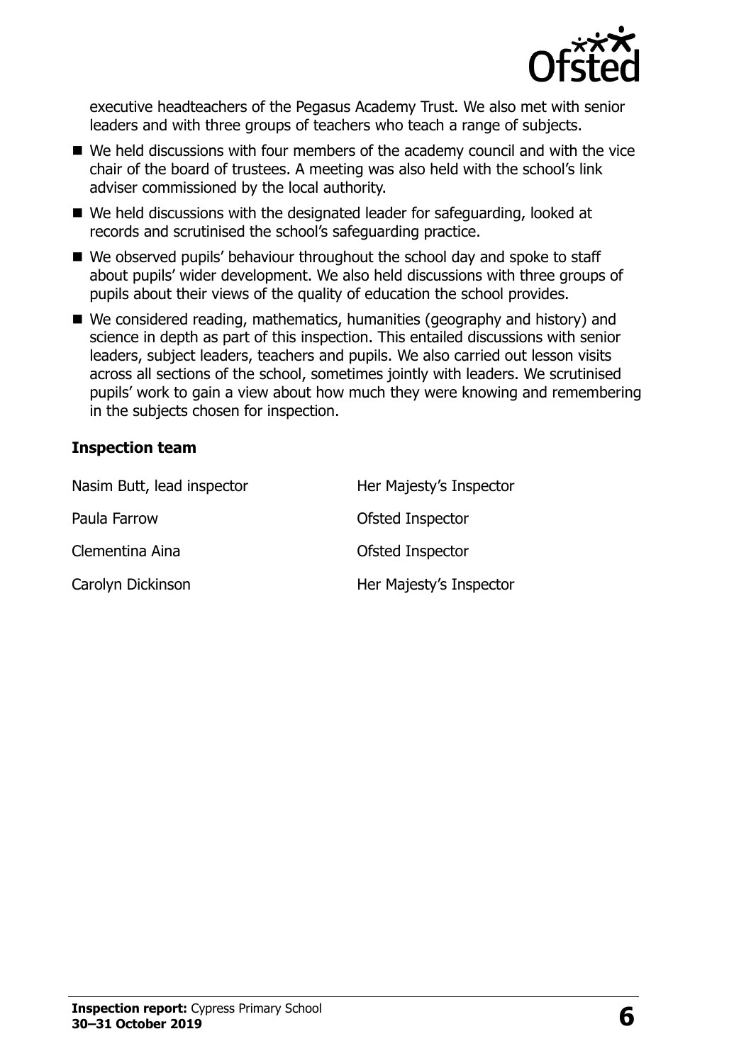executive headteachers of the Pegasus Academy Trust. We also met with senior leaders and with three groups of teachers who teach a range of subjects.

- We held discussions with four members of the academy council and with the vice chair of the board of trustees. A meeting was also held with the school's link adviser commissioned by the local authority.
- We held discussions with the designated leader for safeguarding, looked at records and scrutinised the school's safeguarding practice.
- We observed pupils' behaviour throughout the school day and spoke to staff about pupils' wider development. We also held discussions with three groups of pupils about their views of the quality of education the school provides.
- We considered reading, mathematics, humanities (geography and history) and science in depth as part of this inspection. This entailed discussions with senior leaders, subject leaders, teachers and pupils. We also carried out lesson visits across all sections of the school, sometimes jointly with leaders. We scrutinised pupils' work to gain a view about how much they were knowing and remembering in the subjects chosen for inspection.

### Inspection team

| | |
|---|---|
| Nasim Butt, lead inspector | Her Majesty's Inspector |
| Paula Farrow | Ofsted Inspector |
| Clementina Aina | Ofsted Inspector |
| Carolyn Dickinson | Her Majesty's Inspector |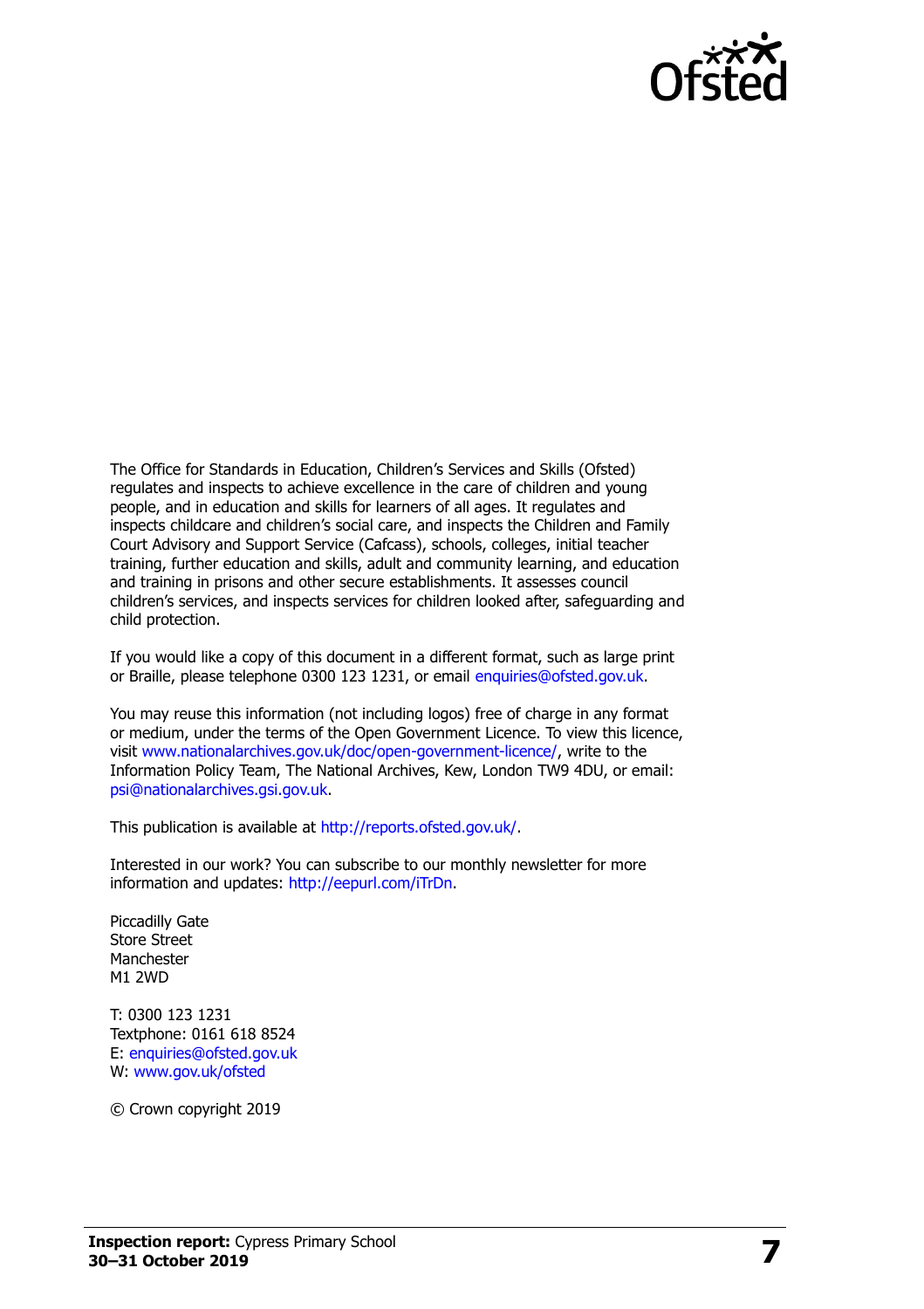The Office for Standards in Education, Children's Services and Skills (Ofsted) regulates and inspects to achieve excellence in the care of children and young people, and in education and skills for learners of all ages. It regulates and inspects childcare and children's social care, and inspects the Children and Family Court Advisory and Support Service (Cafcass), schools, colleges, initial teacher training, further education and skills, adult and community learning, and education and training in prisons and other secure establishments. It assesses council children's services, and inspects services for children looked after, safeguarding and child protection.

If you would like a copy of this document in a different format, such as large print or Braille, please telephone 0300 123 1231, or email enquiries@ofsted.gov.uk.

You may reuse this information (not including logos) free of charge in any format or medium, under the terms of the Open Government Licence. To view this licence, visit www.nationalarchives.gov.uk/doc/open-government-licence/, write to the Information Policy Team, The National Archives, Kew, London TW9 4DU, or email: psi@nationalarchives.gsi.gov.uk.

This publication is available at http://reports.ofsted.gov.uk/.

Interested in our work? You can subscribe to our monthly newsletter for more information and updates: http://eepurl.com/iTrDn.

Piccadilly Gate
Store Street
Manchester
M1 2WD

T: 0300 123 1231
Textphone: 0161 618 8524
E: enquiries@ofsted.gov.uk
W: www.gov.uk/ofsted

© Crown copyright 2019